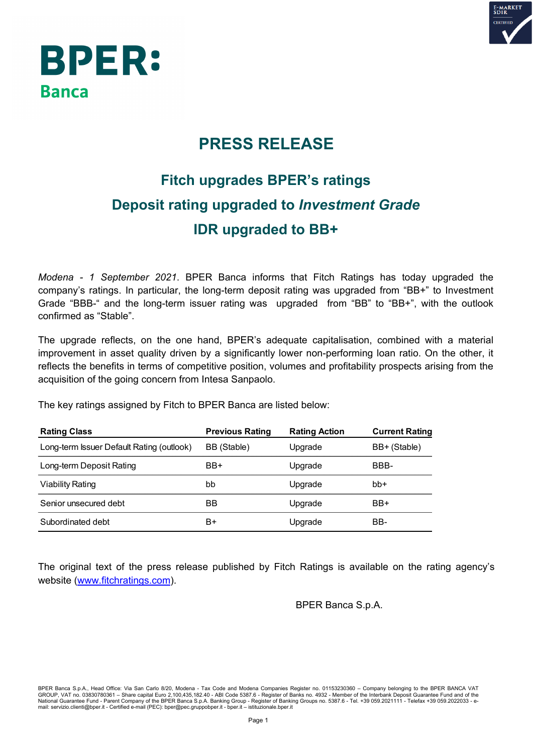BPER:
Banca

# PRESS RELEASE

## Fitch upgrades BPER's ratings

## Deposit rating upgraded to *Investment Grade*

## IDR upgraded to BB+

*Modena - 1 September 2021*. BPER Banca informs that Fitch Ratings has today upgraded the company's ratings. In particular, the long-term deposit rating was upgraded from "BB+" to Investment Grade "BBB-" and the long-term issuer rating was upgraded from "BB" to "BB+", with the outlook confirmed as "Stable".

The upgrade reflects, on the one hand, BPER's adequate capitalisation, combined with a material improvement in asset quality driven by a significantly lower non-performing loan ratio. On the other, it reflects the benefits in terms of competitive position, volumes and profitability prospects arising from the acquisition of the going concern from Intesa Sanpaolo.

The key ratings assigned by Fitch to BPER Banca are listed below:

| Rating Class | Previous Rating | Rating Action | Current Rating |
|---|---|---|---|
| Long-term Issuer Default Rating (outlook) | BB (Stable) | Upgrade | BB+ (Stable) |
| Long-term Deposit Rating | BB+ | Upgrade | BBB- |
| Viability Rating | bb | Upgrade | bb+ |
| Senior unsecured debt | BB | Upgrade | BB+ |
| Subordinated debt | B+ | Upgrade | BB- |

The original text of the press release published by Fitch Ratings is available on the rating agency's website (www.fitchratings.com).

BPER Banca S.p.A.

BPER Banca S.p.A., Head Office: Via San Carlo 8/20, Modena - Tax Code and Modena Companies Register no. 01153230360 – Company belonging to the BPER BANCA VAT GROUP, VAT no. 03830780361 – Share capital Euro 2,100,435,182.40 - ABI Code 5387.6 - Register of Banks no. 4932 - Member of the Interbank Deposit Guarantee Fund and of the National Guarantee Fund - Parent Company of the BPER Banca S.p.A. Banking Group - Register of Banking Groups no. 5387.6 - Tel. +39 059.2021111 - Telefax +39 059.2022033 - e-mail: servizio.clienti@bper.it - Certified e-mail (PEC): bper@pec.gruppobper.it - bper.it – istituzionale.bper.it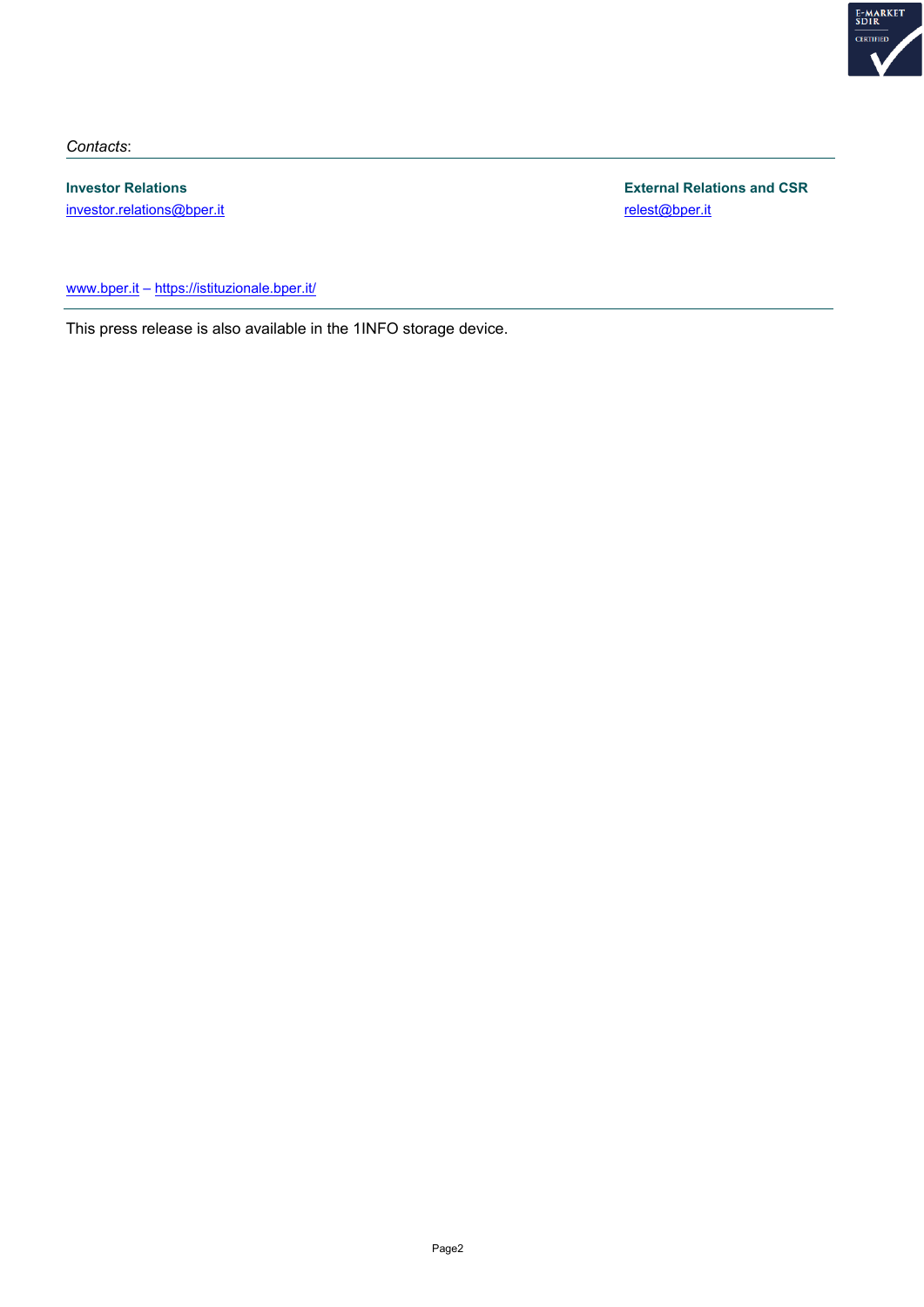*Contacts*:

**Investor Relations**
investor.relations@bper.it

**External Relations and CSR**
relest@bper.it

www.bper.it – https://istituzionale.bper.it/

This press release is also available in the 1INFO storage device.